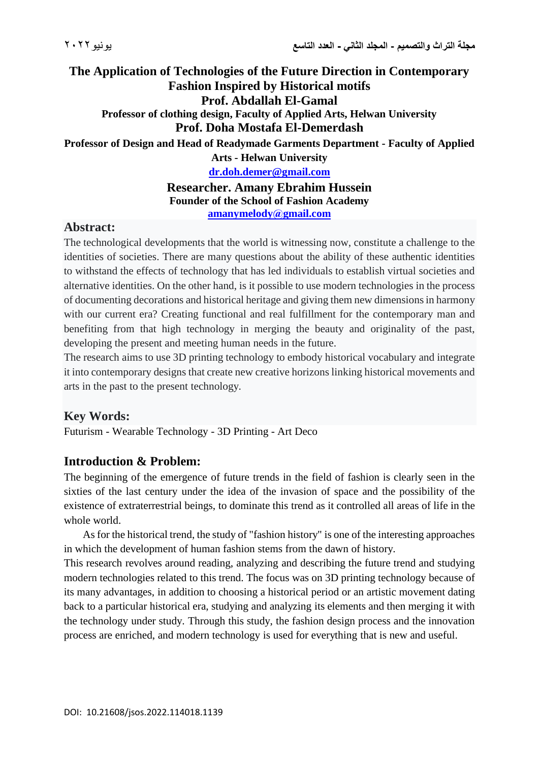# The Application of Technologies of the Future Direction in Contemporary Fashion Inspired by Historical motifs

**Prof. Abdallah El-Gamal**

**Professor of clothing design, Faculty of Applied Arts, Helwan University**

**Prof. Doha Mostafa El-Demerdash**

**Professor of Design and Head of Readymade Garments Department - Faculty of Applied Arts - Helwan University**

**dr.doh.demer@gmail.com**

**Researcher. Amany Ebrahim Hussein**

**Founder of the School of Fashion Academy**

**amanymelody@gmail.com**

## Abstract:

The technological developments that the world is witnessing now, constitute a challenge to the identities of societies. There are many questions about the ability of these authentic identities to withstand the effects of technology that has led individuals to establish virtual societies and alternative identities. On the other hand, is it possible to use modern technologies in the process of documenting decorations and historical heritage and giving them new dimensions in harmony with our current era? Creating functional and real fulfillment for the contemporary man and benefiting from that high technology in merging the beauty and originality of the past, developing the present and meeting human needs in the future.

The research aims to use 3D printing technology to embody historical vocabulary and integrate it into contemporary designs that create new creative horizons linking historical movements and arts in the past to the present technology.

## Key Words:

Futurism - Wearable Technology - 3D Printing - Art Deco

## Introduction & Problem:

The beginning of the emergence of future trends in the field of fashion is clearly seen in the sixties of the last century under the idea of the invasion of space and the possibility of the existence of extraterrestrial beings, to dominate this trend as it controlled all areas of life in the whole world.

As for the historical trend, the study of "fashion history" is one of the interesting approaches in which the development of human fashion stems from the dawn of history.

This research revolves around reading, analyzing and describing the future trend and studying modern technologies related to this trend. The focus was on 3D printing technology because of its many advantages, in addition to choosing a historical period or an artistic movement dating back to a particular historical era, studying and analyzing its elements and then merging it with the technology under study. Through this study, the fashion design process and the innovation process are enriched, and modern technology is used for everything that is new and useful.

DOI: 10.21608/jsos.2022.114018.1139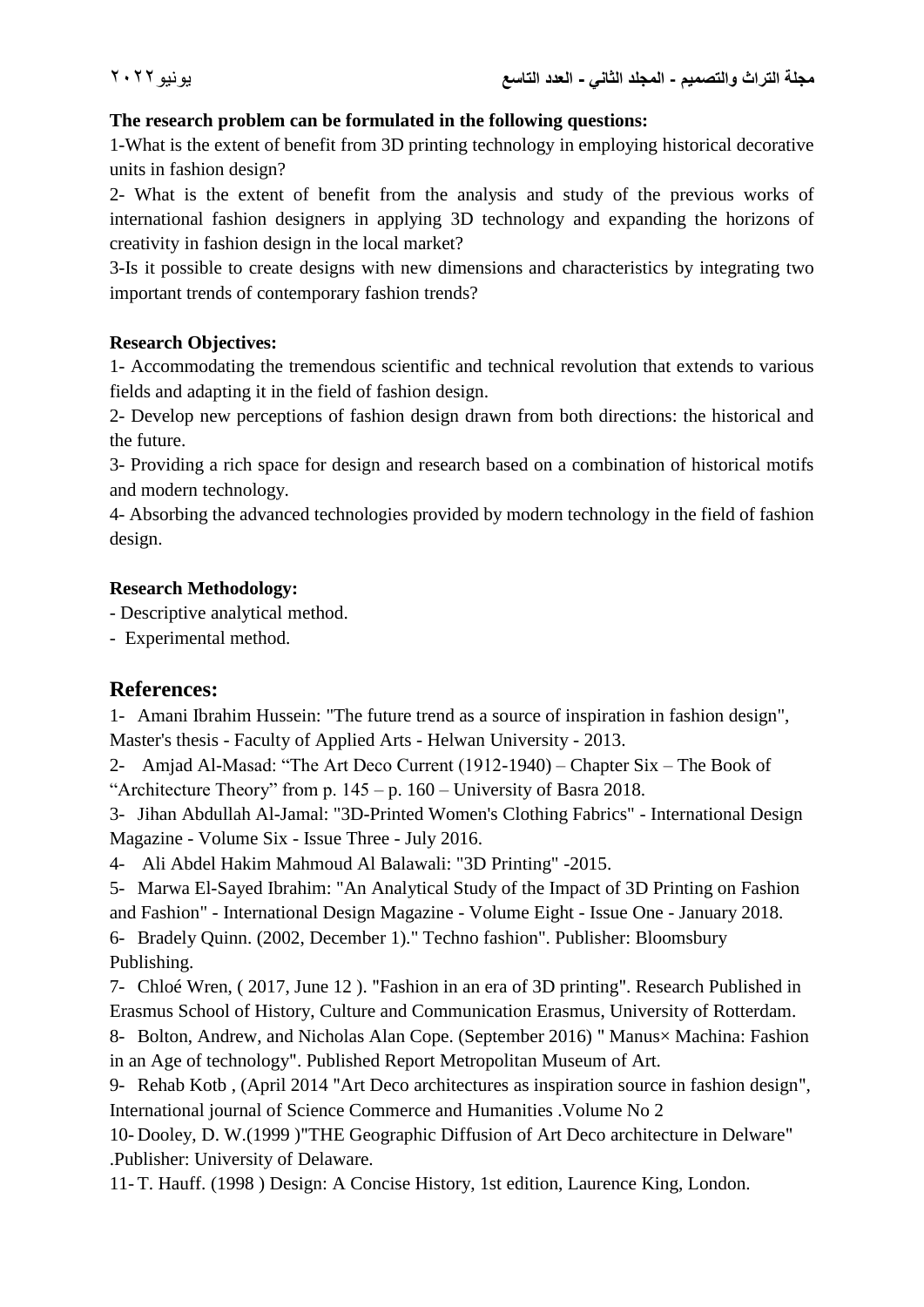**The research problem can be formulated in the following questions:**

1-What is the extent of benefit from 3D printing technology in employing historical decorative units in fashion design?

2- What is the extent of benefit from the analysis and study of the previous works of international fashion designers in applying 3D technology and expanding the horizons of creativity in fashion design in the local market?

3-Is it possible to create designs with new dimensions and characteristics by integrating two important trends of contemporary fashion trends?

**Research Objectives:**

1- Accommodating the tremendous scientific and technical revolution that extends to various fields and adapting it in the field of fashion design.

2- Develop new perceptions of fashion design drawn from both directions: the historical and the future.

3- Providing a rich space for design and research based on a combination of historical motifs and modern technology.

4- Absorbing the advanced technologies provided by modern technology in the field of fashion design.

**Research Methodology:**

- Descriptive analytical method.
- Experimental method.

## References:

1- Amani Ibrahim Hussein: "The future trend as a source of inspiration in fashion design", Master's thesis - Faculty of Applied Arts - Helwan University - 2013.

2- Amjad Al-Masad: “The Art Deco Current (1912-1940) – Chapter Six – The Book of “Architecture Theory” from p. 145 – p. 160 – University of Basra 2018.

3- Jihan Abdullah Al-Jamal: "3D-Printed Women's Clothing Fabrics" - International Design Magazine - Volume Six - Issue Three - July 2016.

4- Ali Abdel Hakim Mahmoud Al Balawali: "3D Printing" -2015.

5- Marwa El-Sayed Ibrahim: "An Analytical Study of the Impact of 3D Printing on Fashion and Fashion" - International Design Magazine - Volume Eight - Issue One - January 2018.

6- Bradely Quinn. (2002, December 1)." Techno fashion". Publisher: Bloomsbury Publishing.

7- Chloé Wren, ( 2017, June 12 ). "Fashion in an era of 3D printing". Research Published in Erasmus School of History, Culture and Communication Erasmus, University of Rotterdam.

8- Bolton, Andrew, and Nicholas Alan Cope. (September 2016) " Manus× Machina: Fashion in an Age of technology". Published Report Metropolitan Museum of Art.

9- Rehab Kotb , (April 2014 "Art Deco architectures as inspiration source in fashion design", International journal of Science Commerce and Humanities .Volume No 2

10- Dooley, D. W.(1999 )"THE Geographic Diffusion of Art Deco architecture in Delware" .Publisher: University of Delaware.

11- T. Hauff. (1998 ) Design: A Concise History, 1st edition, Laurence King, London.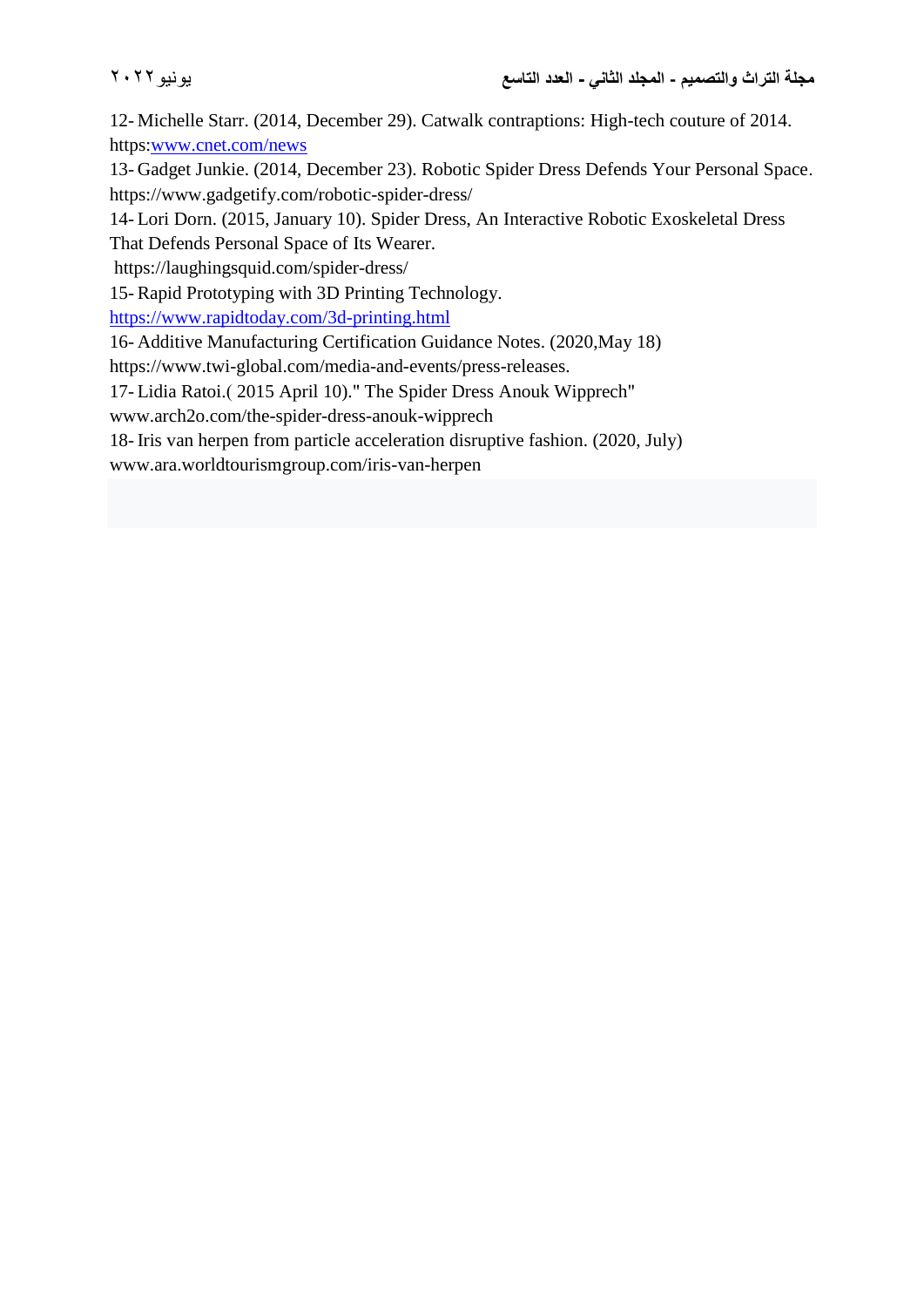12- Michelle Starr. (2014, December 29). Catwalk contraptions: High-tech couture of 2014. https:www.cnet.com/news

13- Gadget Junkie. (2014, December 23). Robotic Spider Dress Defends Your Personal Space. https://www.gadgetify.com/robotic-spider-dress/

14- Lori Dorn. (2015, January 10). Spider Dress, An Interactive Robotic Exoskeletal Dress That Defends Personal Space of Its Wearer. https://laughingsquid.com/spider-dress/

15- Rapid Prototyping with 3D Printing Technology. https://www.rapidtoday.com/3d-printing.html

16- Additive Manufacturing Certification Guidance Notes. (2020,May 18) https://www.twi-global.com/media-and-events/press-releases.

17- Lidia Ratoi.( 2015 April 10)." The Spider Dress Anouk Wipprech" www.arch2o.com/the-spider-dress-anouk-wipprech

18- Iris van herpen from particle acceleration disruptive fashion. (2020, July) www.ara.worldtourismgroup.com/iris-van-herpen